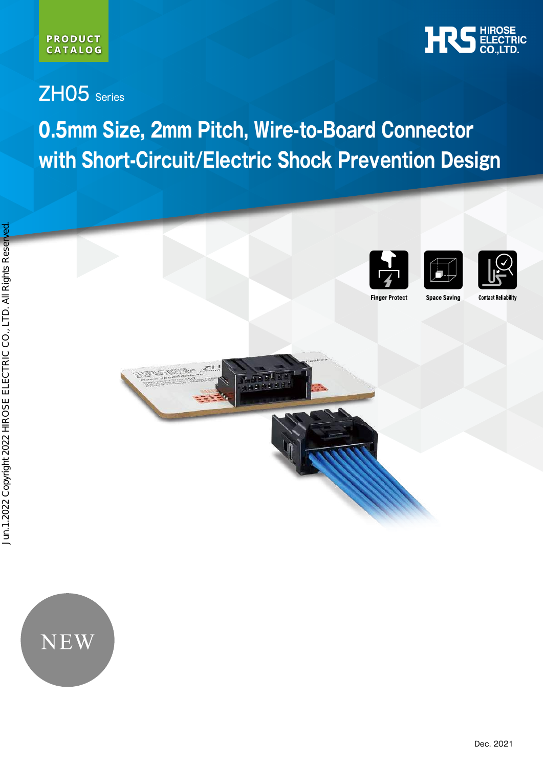PRODUCT CATALOG

HIROSE ELECTRIC CO.,LTD.

# ZH05 Series

## 0.5mm Size, 2mm Pitch, Wire-to-Board Connector with Short-Circuit/Electric Shock Prevention Design

Finger Protect

Space Saving

Contact Reliability

NEW

Jun.1.2022 Copyright 2022 HIROSE ELECTRIC CO., LTD. All Rights Reserved.

Dec. 2021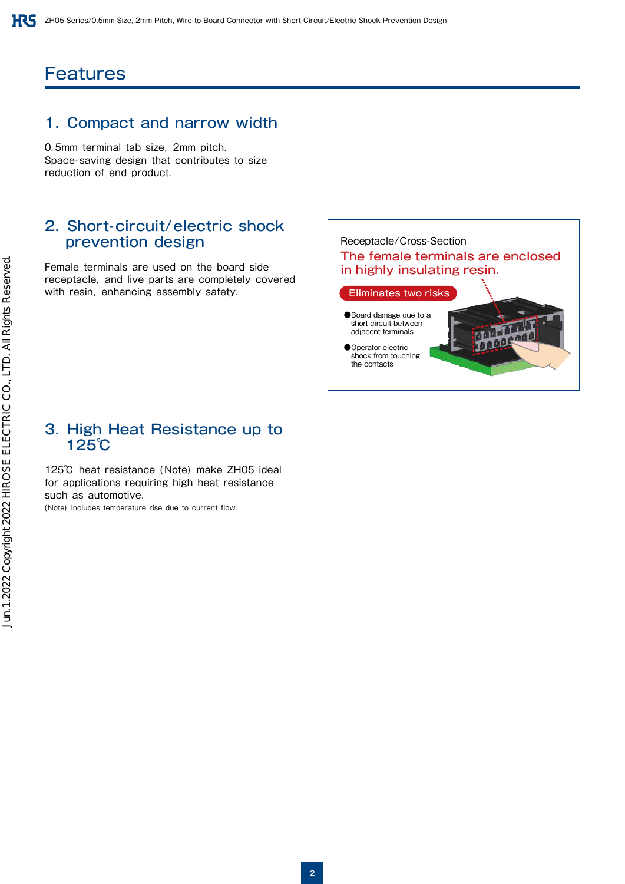# Features

## 1. Compact and narrow width

0.5mm terminal tab size, 2mm pitch.
Space-saving design that contributes to size reduction of end product.

## 2. Short-circuit/electric shock prevention design

Female terminals are used on the board side receptacle, and live parts are completely covered with resin, enhancing assembly safety.

Receptacle/Cross-Section

The female terminals are enclosed in highly insulating resin.

Eliminates two risks

- Board damage due to a short circuit between adjacent terminals
- Operator electric shock from touching the contacts

## 3. High Heat Resistance up to 125℃

125℃ heat resistance (Note) make ZH05 ideal for applications requiring high heat resistance such as automotive.

(Note) Includes temperature rise due to current flow.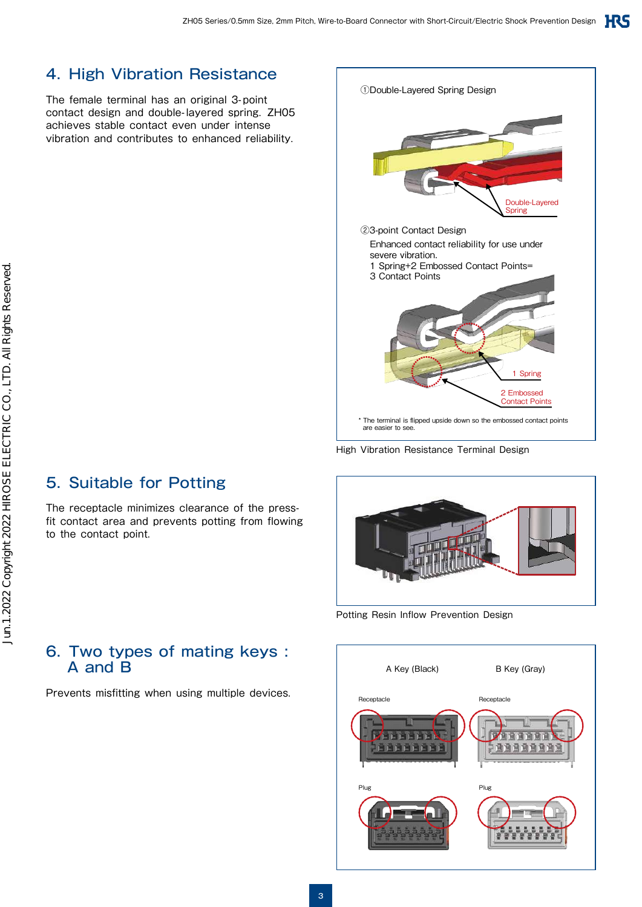## 4. High Vibration Resistance

The female terminal has an original 3-point contact design and double-layered spring. ZH05 achieves stable contact even under intense vibration and contributes to enhanced reliability.

①Double-Layered Spring Design

Double-Layered Spring

②3-point Contact Design

Enhanced contact reliability for use under severe vibration.
1 Spring+2 Embossed Contact Points= 3 Contact Points

1 Spring

2 Embossed Contact Points

* The terminal is flipped upside down so the embossed contact points are easier to see.

High Vibration Resistance Terminal Design

## 5. Suitable for Potting

The receptacle minimizes clearance of the press-fit contact area and prevents potting from flowing to the contact point.

Potting Resin Inflow Prevention Design

## 6. Two types of mating keys : A and B

Prevents misfitting when using multiple devices.

| A Key (Black) | B Key (Gray) |
|---|---|
| Receptacle | Receptacle |
| Plug | Plug |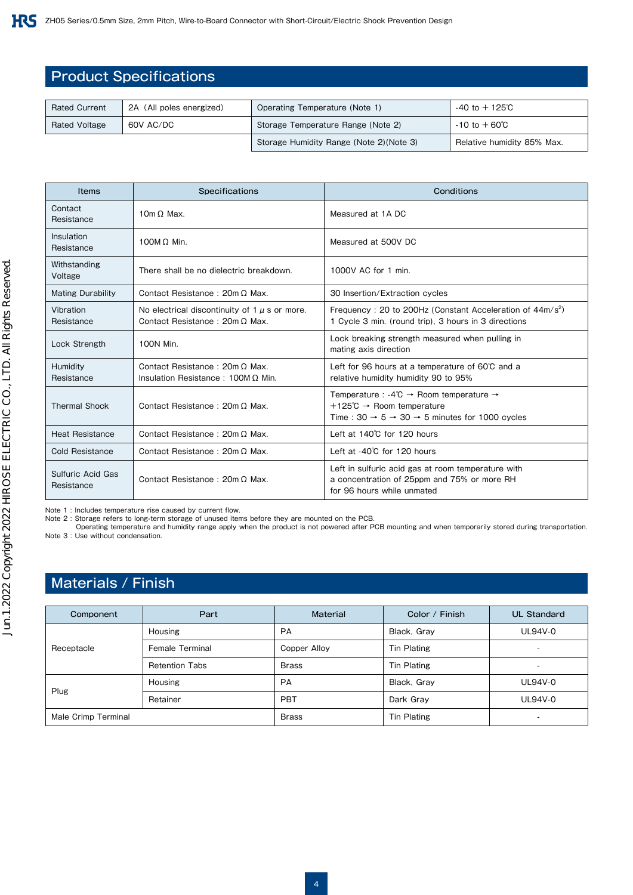## Product Specifications

| Rated Current | 2A (All poles energized) | Operating Temperature (Note 1) | -40 to +125℃ |
|---|---|---|---|
| Rated Voltage | 60V AC/DC | Storage Temperature Range (Note 2) | -10 to +60℃ |
| | | Storage Humidity Range (Note 2)(Note 3) | Relative humidity 85% Max. |

| Items | Specifications | Conditions |
|---|---|---|
| Contact Resistance | 10mΩ Max. | Measured at 1A DC |
| Insulation Resistance | 100MΩ Min. | Measured at 500V DC |
| Withstanding Voltage | There shall be no dielectric breakdown. | 1000V AC for 1 min. |
| Mating Durability | Contact Resistance : 20mΩ Max. | 30 Insertion/Extraction cycles |
| Vibration Resistance | No electrical discontinuity of 1μs or more.<br>Contact Resistance : 20mΩ Max. | Frequency : 20 to 200Hz (Constant Acceleration of $44m/s^2$)<br>1 Cycle 3 min. (round trip), 3 hours in 3 directions |
| Lock Strength | 100N Min. | Lock breaking strength measured when pulling in mating axis direction |
| Humidity Resistance | Contact Resistance : 20mΩ Max.<br>Insulation Resistance : 100MΩ Min. | Left for 96 hours at a temperature of 60℃ and a relative humidity humidity 90 to 95% |
| Thermal Shock | Contact Resistance : 20mΩ Max. | Temperature : -4℃ → Room temperature → +125℃ → Room temperature<br>Time : 30 → 5 → 30 → 5 minutes for 1000 cycles |
| Heat Resistance | Contact Resistance : 20mΩ Max. | Left at 140℃ for 120 hours |
| Cold Resistance | Contact Resistance : 20mΩ Max. | Left at -40℃ for 120 hours |
| Sulfuric Acid Gas Resistance | Contact Resistance : 20mΩ Max. | Left in sulfuric acid gas at room temperature with a concentration of 25ppm and 75% or more RH for 96 hours while unmated |

Note 1 : Includes temperature rise caused by current flow.
Note 2 : Storage refers to long-term storage of unused items before they are mounted on the PCB.
Operating temperature and humidity range apply when the product is not powered after PCB mounting and when temporarily stored during transportation.
Note 3 : Use without condensation.

## Materials / Finish

| Component | Part | Material | Color / Finish | UL Standard |
|---|---|---|---|---|
| Receptacle | Housing | PA | Black, Gray | UL94V-0 |
| | Female Terminal | Copper Alloy | Tin Plating | - |
| | Retention Tabs | Brass | Tin Plating | - |
| Plug | Housing | PA | Black, Gray | UL94V-0 |
| | Retainer | PBT | Dark Gray | UL94V-0 |
| Male Crimp Terminal | | Brass | Tin Plating | - |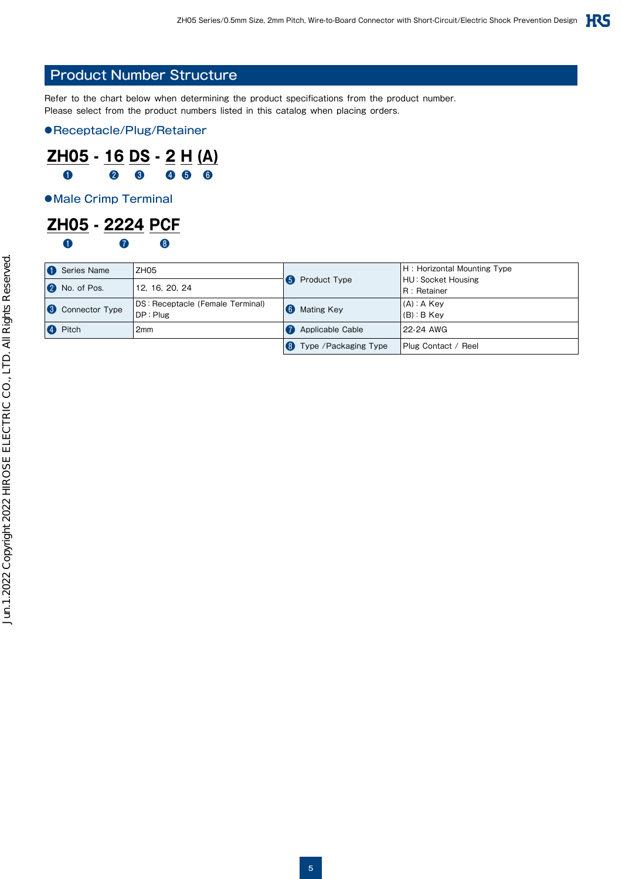## Product Number Structure

Refer to the chart below when determining the product specifications from the product number.
Please select from the product numbers listed in this catalog when placing orders.

### ●Receptacle/Plug/Retainer

**ZH05 - 16 DS - 2 H (A)**

❶ ❷ ❸ ❹ ❺ ❻

### ●Male Crimp Terminal

**ZH05 - 2224 PCF**

❶ ❼ ❽

| | | | |
|---|---|---|---|
| ❶ Series Name | ZH05 | ❺ Product Type | H : Horizontal Mounting Type<br>HU : Socket Housing<br>R : Retainer |
| ❷ No. of Pos. | 12, 16, 20, 24 | | |
| ❸ Connector Type | DS : Receptacle (Female Terminal)<br>DP : Plug | ❻ Mating Key | (A) : A Key<br>(B) : B Key |
| ❹ Pitch | 2mm | ❼ Applicable Cable | 22-24 AWG |
| | | ❽ Type /Packaging Type | Plug Contact / Reel |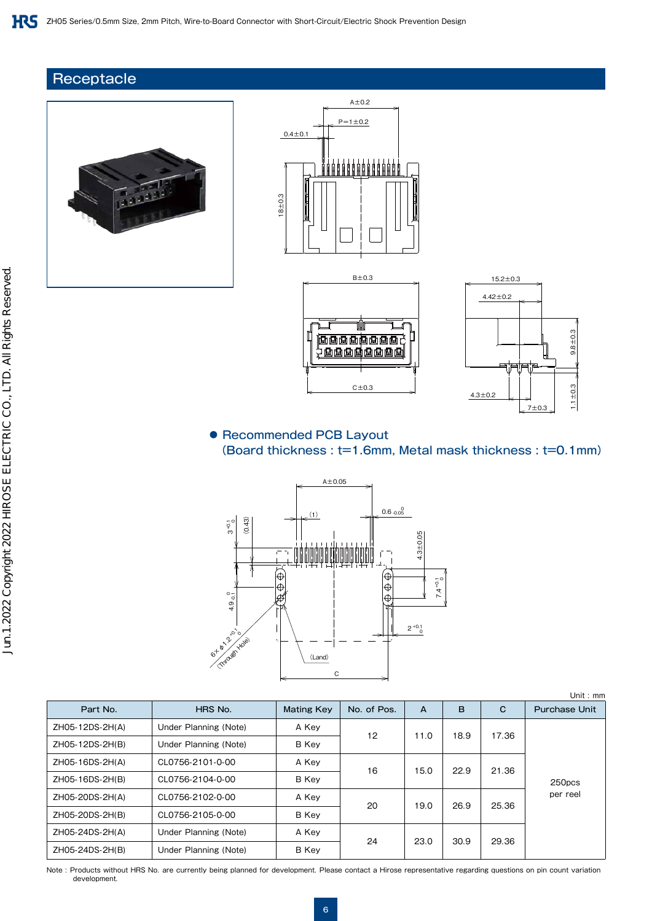## Receptacle

A±0.2

P=1±0.2

0.4±0.1

18±0.3

B±0.3

C±0.3

15.2±0.3

4.42±0.2

9.8±0.3

1.1±0.3

4.3±0.2

7±0.3

● Recommended PCB Layout
(Board thickness : t=1.6mm, Metal mask thickness : t=0.1mm)

A±0.05

(1)

$0.6\,^{0}_{-0.05}$

$3\,^{+0.1}_{0}$

(0.43)

4.3±0.05

$7.4\,^{+0.1}_{0}$

$4.9\,^{0}_{-0.1}$

$6\times\phi1.2\,^{+0.1}_{0}$ (Through Hole)

$2\,^{+0.1}_{0}$

(Land)

C

Unit : mm

| Part No. | HRS No. | Mating Key | No. of Pos. | A | B | C | Purchase Unit |
|---|---|---|---|---|---|---|---|
| ZH05-12DS-2H(A) | Under Planning (Note) | A Key | 12 | 11.0 | 18.9 | 17.36 | 250pcs per reel |
| ZH05-12DS-2H(B) | Under Planning (Note) | B Key | | | | | |
| ZH05-16DS-2H(A) | CL0756-2101-0-00 | A Key | 16 | 15.0 | 22.9 | 21.36 | |
| ZH05-16DS-2H(B) | CL0756-2104-0-00 | B Key | | | | | |
| ZH05-20DS-2H(A) | CL0756-2102-0-00 | A Key | 20 | 19.0 | 26.9 | 25.36 | |
| ZH05-20DS-2H(B) | CL0756-2105-0-00 | B Key | | | | | |
| ZH05-24DS-2H(A) | Under Planning (Note) | A Key | 24 | 23.0 | 30.9 | 29.36 | |
| ZH05-24DS-2H(B) | Under Planning (Note) | B Key | | | | | |

Note : Products without HRS No. are currently being planned for development. Please contact a Hirose representative regarding questions on pin count variation development.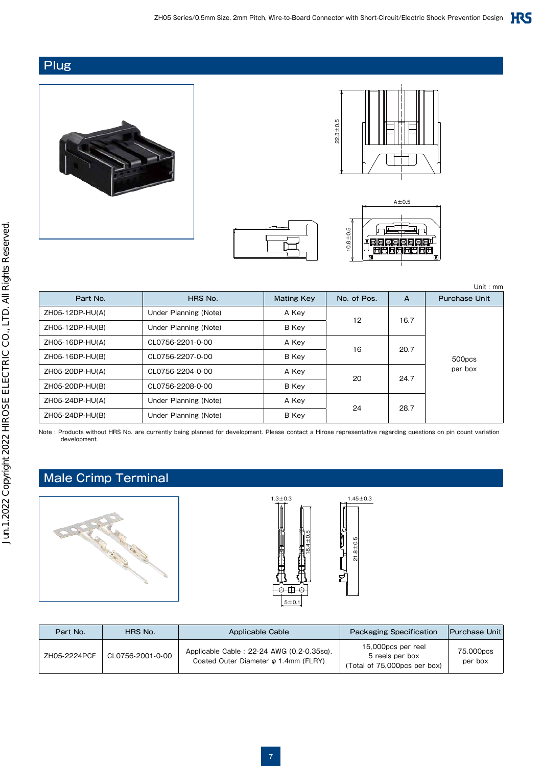## Plug

Unit : mm

| Part No. | HRS No. | Mating Key | No. of Pos. | A | Purchase Unit |
|---|---|---|---|---|---|
| ZH05-12DP-HU(A) | Under Planning (Note) | A Key | 12 | 16.7 | 500pcs per box |
| ZH05-12DP-HU(B) | Under Planning (Note) | B Key | | | |
| ZH05-16DP-HU(A) | CL0756-2201-0-00 | A Key | 16 | 20.7 | |
| ZH05-16DP-HU(B) | CL0756-2207-0-00 | B Key | | | |
| ZH05-20DP-HU(A) | CL0756-2204-0-00 | A Key | 20 | 24.7 | |
| ZH05-20DP-HU(B) | CL0756-2208-0-00 | B Key | | | |
| ZH05-24DP-HU(A) | Under Planning (Note) | A Key | 24 | 28.7 | |
| ZH05-24DP-HU(B) | Under Planning (Note) | B Key | | | |

Note : Products without HRS No. are currently being planned for development. Please contact a Hirose representative regarding questions on pin count variation development.

## Male Crimp Terminal

| Part No. | HRS No. | Applicable Cable | Packaging Specification | Purchase Unit |
|---|---|---|---|---|
| ZH05-2224PCF | CL0756-2001-0-00 | Applicable Cable : 22-24 AWG (0.2-0.35sq), Coated Outer Diameter $\phi$ 1.4mm (FLRY) | 15,000pcs per reel 5 reels per box (Total of 75,000pcs per box) | 75,000pcs per box |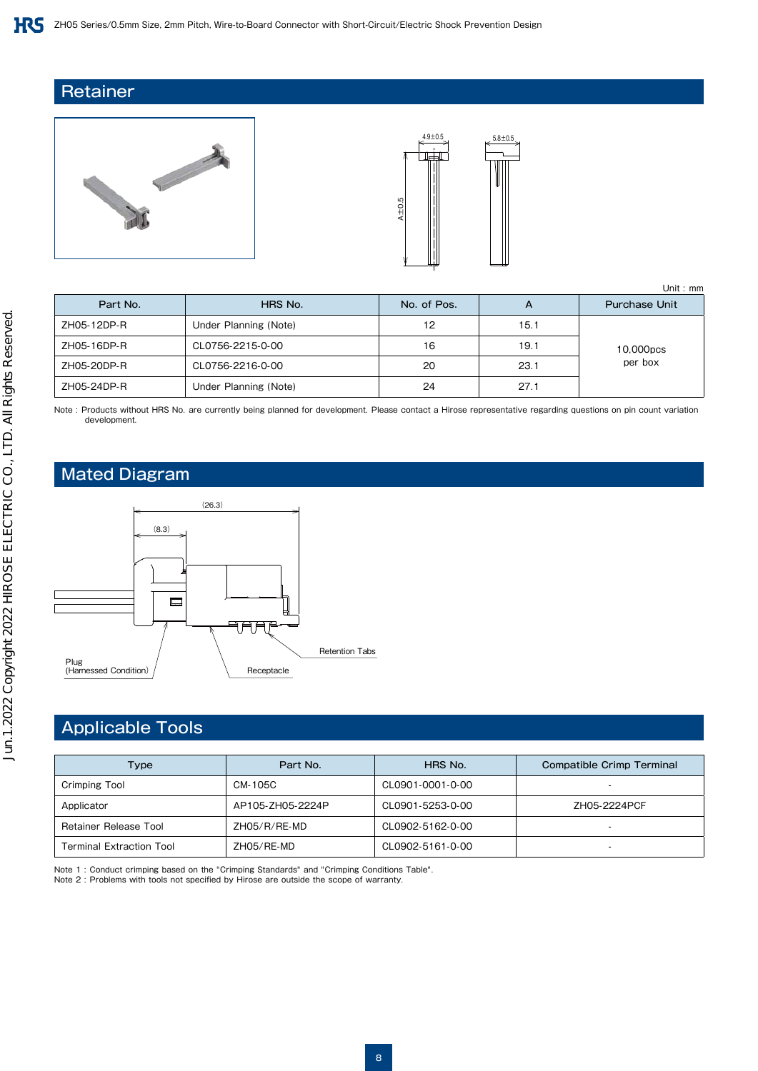## Retainer

Unit : mm

| Part No. | HRS No. | No. of Pos. | A | Purchase Unit |
|---|---|---|---|---|
| ZH05-12DP-R | Under Planning (Note) | 12 | 15.1 | 10,000pcs per box |
| ZH05-16DP-R | CL0756-2215-0-00 | 16 | 19.1 | |
| ZH05-20DP-R | CL0756-2216-0-00 | 20 | 23.1 | |
| ZH05-24DP-R | Under Planning (Note) | 24 | 27.1 | |

Note : Products without HRS No. are currently being planned for development. Please contact a Hirose representative regarding questions on pin count variation development.

## Mated Diagram

(26.3)

(8.3)

Plug (Harnessed Condition)

Receptacle

Retention Tabs

## Applicable Tools

| Type | Part No. | HRS No. | Compatible Crimp Terminal |
|---|---|---|---|
| Crimping Tool | CM-105C | CL0901-0001-0-00 | - |
| Applicator | AP105-ZH05-2224P | CL0901-5253-0-00 | ZH05-2224PCF |
| Retainer Release Tool | ZH05/R/RE-MD | CL0902-5162-0-00 | - |
| Terminal Extraction Tool | ZH05/RE-MD | CL0902-5161-0-00 | - |

Note 1 : Conduct crimping based on the "Crimping Standards" and "Crimping Conditions Table".
Note 2 : Problems with tools not specified by Hirose are outside the scope of warranty.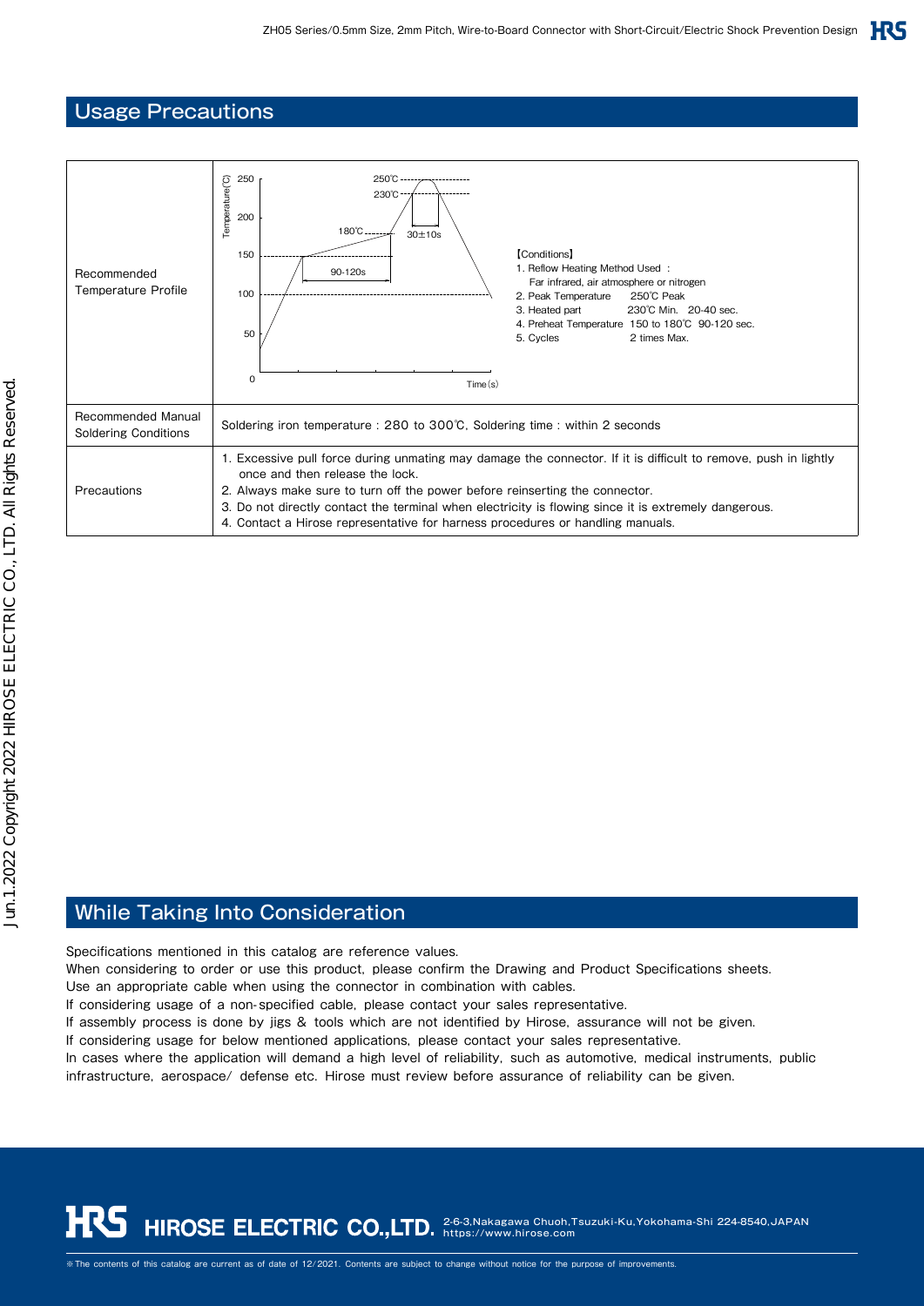## Usage Precautions

| | |
|---|---|
| Recommended Temperature Profile | Temperature(℃) 250 200 150 100 50 0 Time(s) 250℃ 230℃ 180℃ 30±10s 90-120s<br>【Conditions】<br>1. Reflow Heating Method Used : Far infrared, air atmosphere or nitrogen<br>2. Peak Temperature 250℃ Peak<br>3. Heated part 230℃ Min. 20-40 sec.<br>4. Preheat Temperature 150 to 180℃ 90-120 sec.<br>5. Cycles 2 times Max. |
| Recommended Manual Soldering Conditions | Soldering iron temperature : 280 to 300℃, Soldering time : within 2 seconds |
| Precautions | 1. Excessive pull force during unmating may damage the connector. If it is difficult to remove, push in lightly once and then release the lock.<br>2. Always make sure to turn off the power before reinserting the connector.<br>3. Do not directly contact the terminal when electricity is flowing since it is extremely dangerous.<br>4. Contact a Hirose representative for harness procedures or handling manuals. |

## While Taking Into Consideration

Specifications mentioned in this catalog are reference values.
When considering to order or use this product, please confirm the Drawing and Product Specifications sheets.
Use an appropriate cable when using the connector in combination with cables.
If considering usage of a non-specified cable, please contact your sales representative.
If assembly process is done by jigs & tools which are not identified by Hirose, assurance will not be given.
If considering usage for below mentioned applications, please contact your sales representative.
In cases where the application will demand a high level of reliability, such as automotive, medical instruments, public infrastructure, aerospace/ defense etc. Hirose must review before assurance of reliability can be given.

HIROSE ELECTRIC CO.,LTD. 2-6-3,Nakagawa Chuoh,Tsuzuki-Ku,Yokohama-Shi 224-8540,JAPAN https://www.hirose.com

※The contents of this catalog are current as of date of 12/2021. Contents are subject to change without notice for the purpose of improvements.